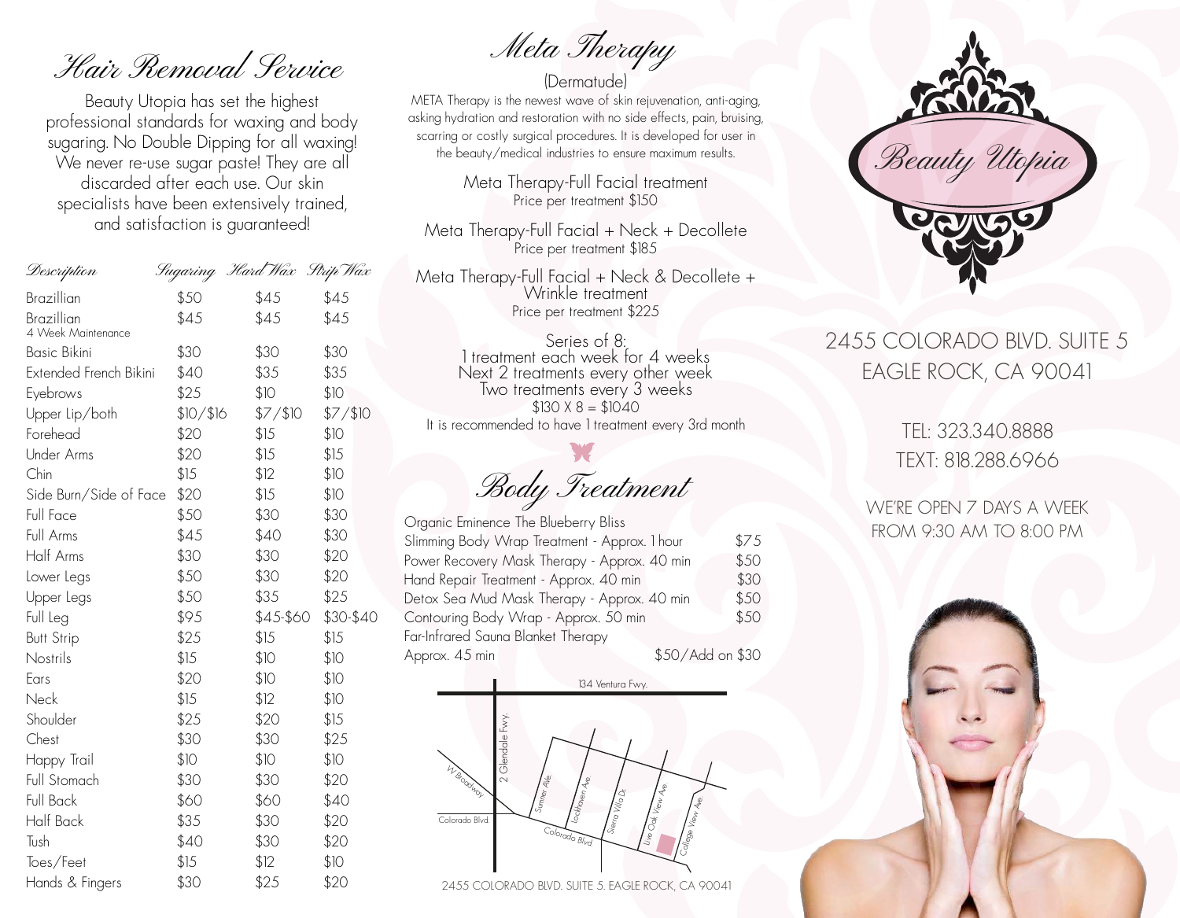# Hair Removal Service

Beauty Utopia has set the highest professional standards for waxing and body sugaring. No Double Dipping for all waxing! We never re-use sugar paste! They are all discarded after each use. Our skin specialists have been extensively trained, and satisfaction is guaranteed!

| Description | Sugaring | Hard Wax | Strip Wax |
|---|---|---|---|
| Brazillian | $50 | $45 | $45 |
| Brazillian 4 Week Maintenance | $45 | $45 | $45 |
| Basic Bikini | $30 | $30 | $30 |
| Extended French Bikini | $40 | $35 | $35 |
| Eyebrows | $25 | $10 | $10 |
| Upper Lip/both | $10/$16 | $7/$10 | $7/$10 |
| Forehead | $20 | $15 | $10 |
| Under Arms | $20 | $15 | $15 |
| Chin | $15 | $12 | $10 |
| Side Burn/Side of Face | $20 | $15 | $10 |
| Full Face | $50 | $30 | $30 |
| Full Arms | $45 | $40 | $30 |
| Half Arms | $30 | $30 | $20 |
| Lower Legs | $50 | $30 | $20 |
| Upper Legs | $50 | $35 | $25 |
| Full Leg | $95 | $45-$60 | $30-$40 |
| Butt Strip | $25 | $15 | $15 |
| Nostrils | $15 | $10 | $10 |
| Ears | $20 | $10 | $10 |
| Neck | $15 | $12 | $10 |
| Shoulder | $25 | $20 | $15 |
| Chest | $30 | $30 | $25 |
| Happy Trail | $10 | $10 | $10 |
| Full Stomach | $30 | $30 | $20 |
| Full Back | $60 | $60 | $40 |
| Half Back | $35 | $30 | $20 |
| Tush | $40 | $30 | $20 |
| Toes/Feet | $15 | $12 | $10 |
| Hands & Fingers | $30 | $25 | $20 |

# Meta Therapy

(Dermatude)

META Therapy is the newest wave of skin rejuvenation, anti-aging, asking hydration and restoration with no side effects, pain, bruising, scarring or costly surgical procedures. It is developed for user in the beauty/medical industries to ensure maximum results.

Meta Therapy-Full Facial treatment
Price per treatment $150

Meta Therapy-Full Facial + Neck + Decollete
Price per treatment $185

Meta Therapy-Full Facial + Neck & Decollete + Wrinkle treatment
Price per treatment $225

Series of 8:
1 treatment each week for 4 weeks
Next 2 treatments every other week
Two treatments every 3 weeks
$130 X 8 = $1040
It is recommended to have 1 treatment every 3rd month

# Body Treatment

| Treatment | Price |
|---|---|
| Organic Eminence The Blueberry Bliss Slimming Body Wrap Treatment - Approx. 1 hour | $75 |
| Power Recovery Mask Therapy - Approx. 40 min | $50 |
| Hand Repair Treatment - Approx. 40 min | $30 |
| Detox Sea Mud Mask Therapy - Approx. 40 min | $50 |
| Contouring Body Wrap - Approx. 50 min | $50 |
| Far-Infrared Sauna Blanket Therapy Approx. 45 min | $50/Add on $30 |

134 Ventura Fwy. · 2 Glendale Fwy. · W Broadway · Colorado Blvd. · Sumner Ave. · Lockhaven Ave · Sierra Villa Dr. · Live Oak View Ave · College View Ave

2455 COLORADO BLVD. SUITE 5. EAGLE ROCK, CA 90041

## Beauty Utopia

2455 COLORADO BLVD. SUITE 5
EAGLE ROCK, CA 90041

TEL: 323.340.8888
TEXT: 818.288.6966

WE'RE OPEN 7 DAYS A WEEK
FROM 9:30 AM TO 8:00 PM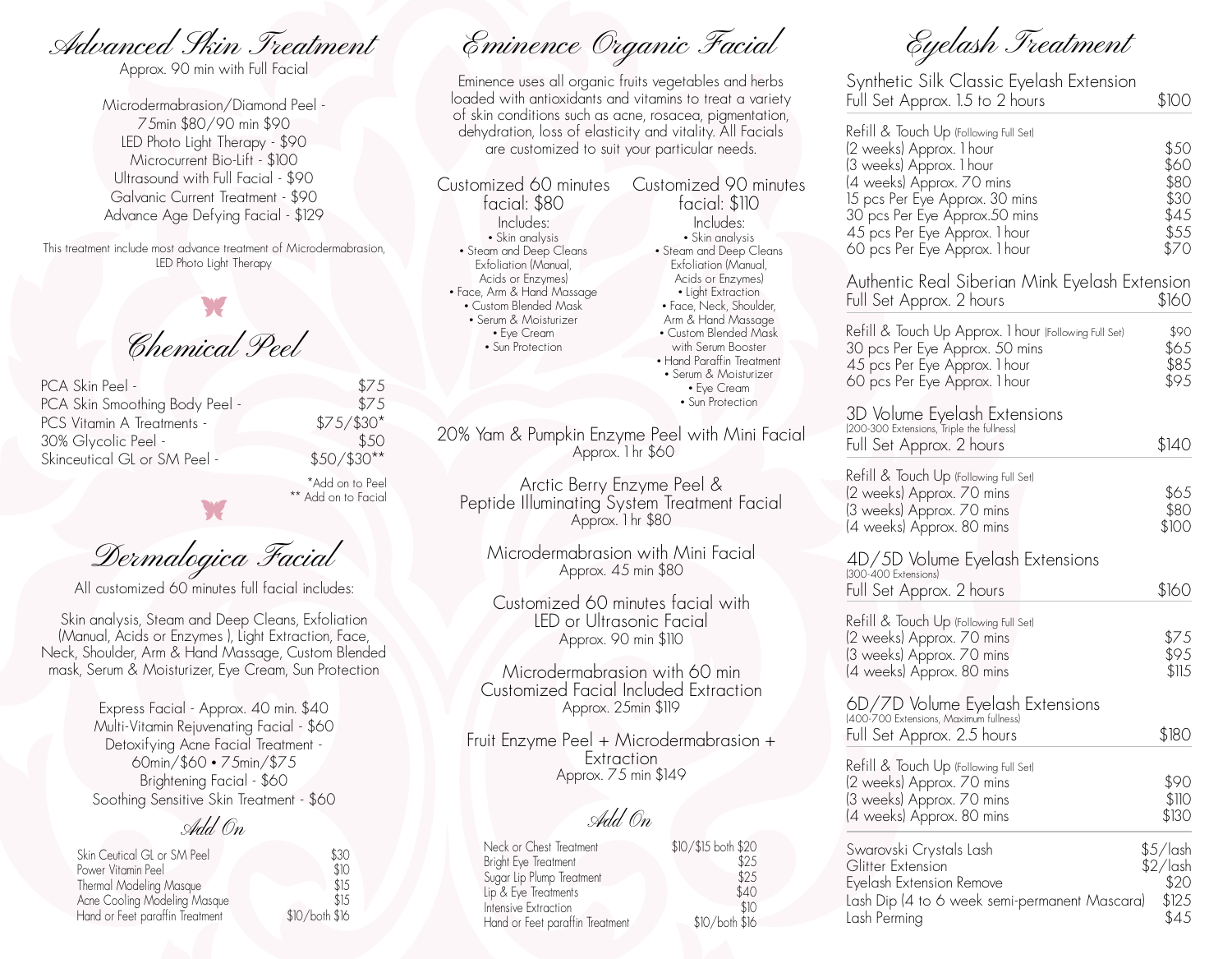# Advanced Skin Treatment

Approx. 90 min with Full Facial

Microdermabrasion/Diamond Peel - 75min $80/90 min $90
LED Photo Light Therapy - $90
Microcurrent Bio-Lift - $100
Ultrasound with Full Facial - $90
Galvanic Current Treatment - $90
Advance Age Defying Facial - $129

This treatment include most advance treatment of Microdermabrasion, LED Photo Light Therapy

# Chemical Peel

| | |
|---|---|
| PCA Skin Peel - | $75 |
| PCA Skin Smoothing Body Peel - | $75 |
| PCS Vitamin A Treatments - | $75/$30* |
| 30% Glycolic Peel - | $50 |
| Skinceutical GL or SM Peel - | $50/$30** |

*Add on to Peel
** Add on to Facial

# Dermalogica Facial

All customized 60 minutes full facial includes:

Skin analysis, Steam and Deep Cleans, Exfoliation (Manual, Acids or Enzymes ), Light Extraction, Face, Neck, Shoulder, Arm & Hand Massage, Custom Blended mask, Serum & Moisturizer, Eye Cream, Sun Protection

Express Facial - Approx. 40 min. $40
Multi-Vitamin Rejuvenating Facial - $60
Detoxifying Acne Facial Treatment - 60min/$60 • 75min/$75
Brightening Facial - $60
Soothing Sensitive Skin Treatment - $60

## Add On

| | |
|---|---|
| Skin Ceutical GL or SM Peel | $30 |
| Power Vitamin Peel | $10 |
| Thermal Modeling Masque | $15 |
| Acne Cooling Modeling Masque | $15 |
| Hand or Feet paraffin Treatment | $10/both $16 |

# Eminence Organic Facial

Eminence uses all organic fruits vegetables and herbs loaded with antioxidants and vitamins to treat a variety of skin conditions such as acne, rosacea, pigmentation, dehydration, loss of elasticity and vitality. All Facials are customized to suit your particular needs.

**Customized 60 minutes facial: $80**

Includes:
- Skin analysis
- Steam and Deep Cleans Exfoliation (Manual, Acids or Enzymes)
- Face, Arm & Hand Massage
- Custom Blended Mask
- Serum & Moisturizer
- Eye Cream
- Sun Protection

**Customized 90 minutes facial: $110**

Includes:
- Skin analysis
- Steam and Deep Cleans Exfoliation (Manual, Acids or Enzymes)
- Light Extraction
- Face, Neck, Shoulder, Arm & Hand Massage
- Custom Blended Mask with Serum Booster
- Hand Paraffin Treatment
- Serum & Moisturizer
- Eye Cream
- Sun Protection

20% Yam & Pumpkin Enzyme Peel with Mini Facial
Approx. 1 hr $60

Arctic Berry Enzyme Peel & Peptide Illuminating System Treatment Facial
Approx. 1 hr $80

Microdermabrasion with Mini Facial
Approx. 45 min $80

Customized 60 minutes facial with LED or Ultrasonic Facial
Approx. 90 min $110

Microdermabrasion with 60 min Customized Facial Included Extraction
Approx. 25min $119

Fruit Enzyme Peel + Microdermabrasion + Extraction
Approx. 75 min $149

## Add On

| | |
|---|---|
| Neck or Chest Treatment | $10/$15 both $20 |
| Bright Eye Treatment | $25 |
| Sugar Lip Plump Treatment | $25 |
| Lip & Eye Treatments | $40 |
| Intensive Extraction | $10 |
| Hand or Feet paraffin Treatment | $10/both $16 |

# Eyelash Treatment

## Synthetic Silk Classic Eyelash Extension

| | |
|---|---|
| Full Set Approx. 1.5 to 2 hours | $100 |
| Refill & Touch Up (Following Full Set) | |
| (2 weeks) Approx. 1 hour | $50 |
| (3 weeks) Approx. 1 hour | $60 |
| (4 weeks) Approx. 70 mins | $80 |
| 15 pcs Per Eye Approx. 30 mins | $30 |
| 30 pcs Per Eye Approx.50 mins | $45 |
| 45 pcs Per Eye Approx. 1 hour | $55 |
| 60 pcs Per Eye Approx. 1 hour | $70 |

## Authentic Real Siberian Mink Eyelash Extension

| | |
|---|---|
| Full Set Approx. 2 hours | $160 |
| Refill & Touch Up Approx. 1 hour (Following Full Set) | $90 |
| 30 pcs Per Eye Approx. 50 mins | $65 |
| 45 pcs Per Eye Approx. 1 hour | $85 |
| 60 pcs Per Eye Approx. 1 hour | $95 |

## 3D Volume Eyelash Extensions

(200-300 Extensions, Triple the fullness)

| | |
|---|---|
| Full Set Approx. 2 hours | $140 |
| Refill & Touch Up (Following Full Set) | |
| (2 weeks) Approx. 70 mins | $65 |
| (3 weeks) Approx. 70 mins | $80 |
| (4 weeks) Approx. 80 mins | $100 |

## 4D/5D Volume Eyelash Extensions

(300-400 Extensions)

| | |
|---|---|
| Full Set Approx. 2 hours | $160 |
| Refill & Touch Up (Following Full Set) | |
| (2 weeks) Approx. 70 mins | $75 |
| (3 weeks) Approx. 70 mins | $95 |
| (4 weeks) Approx. 80 mins | $115 |

## 6D/7D Volume Eyelash Extensions

(400-700 Extensions, Maximum fullness)

| | |
|---|---|
| Full Set Approx. 2.5 hours | $180 |
| Refill & Touch Up (Following Full Set) | |
| (2 weeks) Approx. 70 mins | $90 |
| (3 weeks) Approx. 70 mins | $110 |
| (4 weeks) Approx. 80 mins | $130 |

| | |
|---|---|
| Swarovski Crystals Lash | $5/lash |
| Glitter Extension | $2/lash |
| Eyelash Extension Remove | $20 |
| Lash Dip (4 to 6 week semi-permanent Mascara) | $125 |
| Lash Perming | $45 |